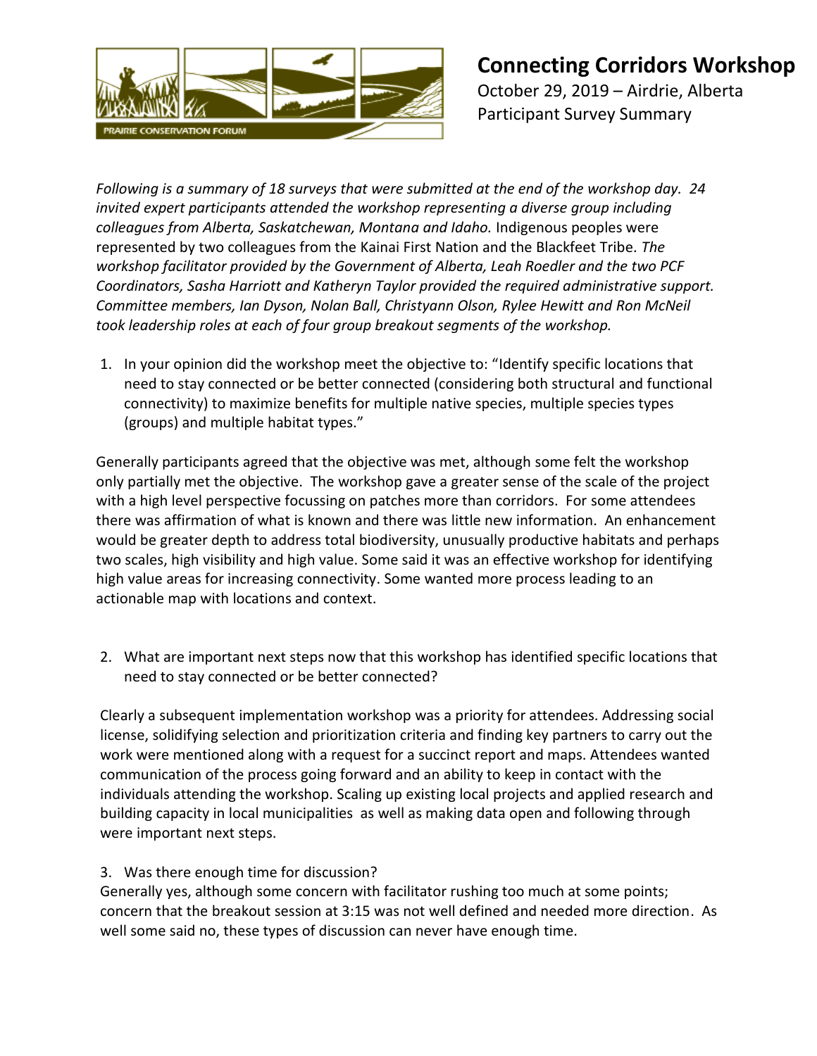# Connecting Corridors Workshop

October 29, 2019 – Airdrie, Alberta
Participant Survey Summary

*Following is a summary of 18 surveys that were submitted at the end of the workshop day. 24 invited expert participants attended the workshop representing a diverse group including colleagues from Alberta, Saskatchewan, Montana and Idaho.* Indigenous peoples were represented by two colleagues from the Kainai First Nation and the Blackfeet Tribe. *The workshop facilitator provided by the Government of Alberta, Leah Roedler and the two PCF Coordinators, Sasha Harriott and Katheryn Taylor provided the required administrative support. Committee members, Ian Dyson, Nolan Ball, Christyann Olson, Rylee Hewitt and Ron McNeil took leadership roles at each of four group breakout segments of the workshop.*

1. In your opinion did the workshop meet the objective to: "Identify specific locations that need to stay connected or be better connected (considering both structural and functional connectivity) to maximize benefits for multiple native species, multiple species types (groups) and multiple habitat types."

Generally participants agreed that the objective was met, although some felt the workshop only partially met the objective. The workshop gave a greater sense of the scale of the project with a high level perspective focussing on patches more than corridors. For some attendees there was affirmation of what is known and there was little new information. An enhancement would be greater depth to address total biodiversity, unusually productive habitats and perhaps two scales, high visibility and high value. Some said it was an effective workshop for identifying high value areas for increasing connectivity. Some wanted more process leading to an actionable map with locations and context.

2. What are important next steps now that this workshop has identified specific locations that need to stay connected or be better connected?

Clearly a subsequent implementation workshop was a priority for attendees. Addressing social license, solidifying selection and prioritization criteria and finding key partners to carry out the work were mentioned along with a request for a succinct report and maps. Attendees wanted communication of the process going forward and an ability to keep in contact with the individuals attending the workshop. Scaling up existing local projects and applied research and building capacity in local municipalities as well as making data open and following through were important next steps.

3. Was there enough time for discussion?

Generally yes, although some concern with facilitator rushing too much at some points; concern that the breakout session at 3:15 was not well defined and needed more direction. As well some said no, these types of discussion can never have enough time.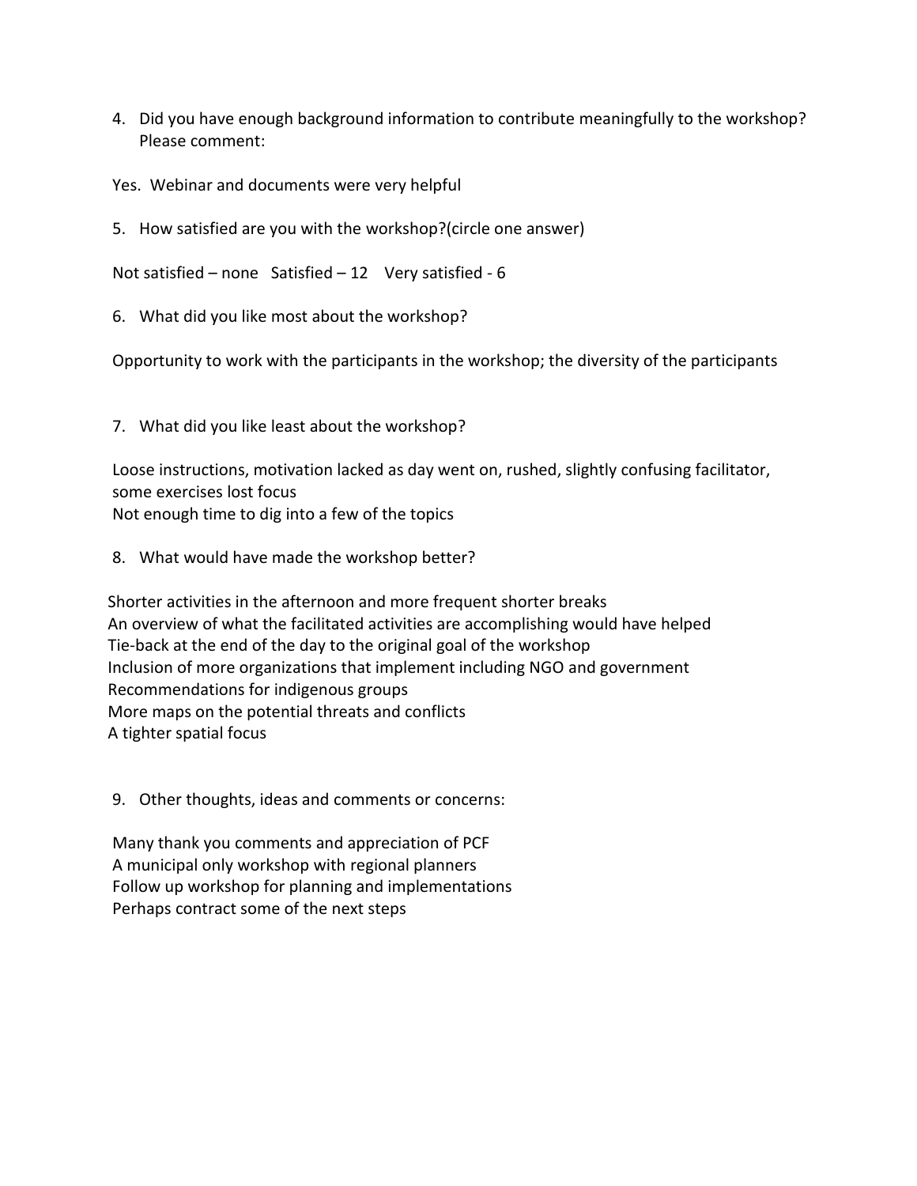4. Did you have enough background information to contribute meaningfully to the workshop? Please comment:

Yes. Webinar and documents were very helpful

5. How satisfied are you with the workshop?(circle one answer)

Not satisfied – none   Satisfied – 12   Very satisfied - 6

6. What did you like most about the workshop?

Opportunity to work with the participants in the workshop; the diversity of the participants

7. What did you like least about the workshop?

Loose instructions, motivation lacked as day went on, rushed, slightly confusing facilitator, some exercises lost focus
Not enough time to dig into a few of the topics

8. What would have made the workshop better?

Shorter activities in the afternoon and more frequent shorter breaks
An overview of what the facilitated activities are accomplishing would have helped
Tie-back at the end of the day to the original goal of the workshop
Inclusion of more organizations that implement including NGO and government
Recommendations for indigenous groups
More maps on the potential threats and conflicts
A tighter spatial focus

9. Other thoughts, ideas and comments or concerns:

Many thank you comments and appreciation of PCF
A municipal only workshop with regional planners
Follow up workshop for planning and implementations
Perhaps contract some of the next steps